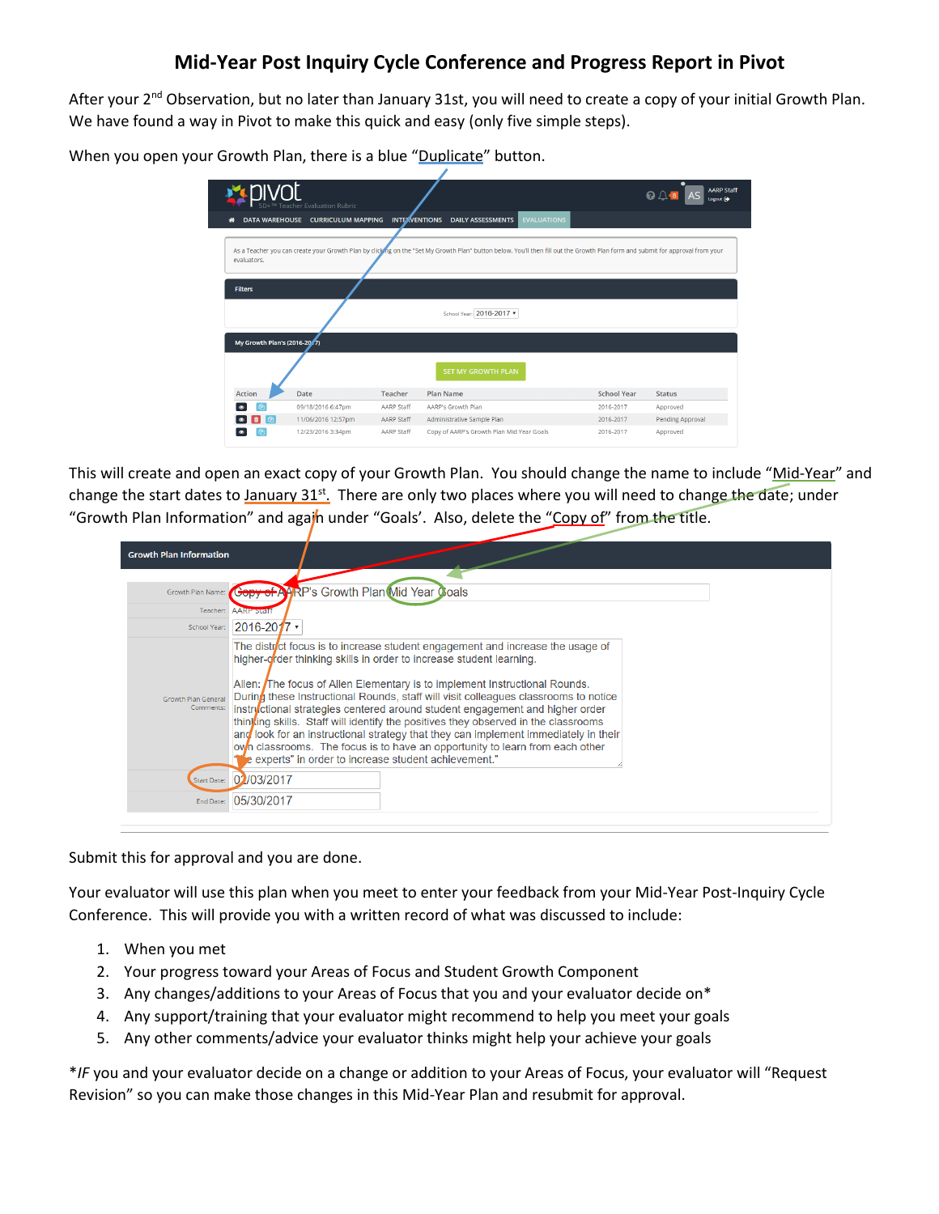# Mid-Year Post Inquiry Cycle Conference and Progress Report in Pivot

After your 2nd Observation, but no later than January 31st, you will need to create a copy of your initial Growth Plan. We have found a way in Pivot to make this quick and easy (only five simple steps).

When you open your Growth Plan, there is a blue "Duplicate" button.

This will create and open an exact copy of your Growth Plan. You should change the name to include "Mid-Year" and change the start dates to January 31st. There are only two places where you will need to change the date; under "Growth Plan Information" and again under "Goals'. Also, delete the "Copy of" from the title.

Submit this for approval and you are done.

Your evaluator will use this plan when you meet to enter your feedback from your Mid-Year Post-Inquiry Cycle Conference. This will provide you with a written record of what was discussed to include:

1. When you met
2. Your progress toward your Areas of Focus and Student Growth Component
3. Any changes/additions to your Areas of Focus that you and your evaluator decide on*
4. Any support/training that your evaluator might recommend to help you meet your goals
5. Any other comments/advice your evaluator thinks might help your achieve your goals

**IF* you and your evaluator decide on a change or addition to your Areas of Focus, your evaluator will "Request Revision" so you can make those changes in this Mid-Year Plan and resubmit for approval.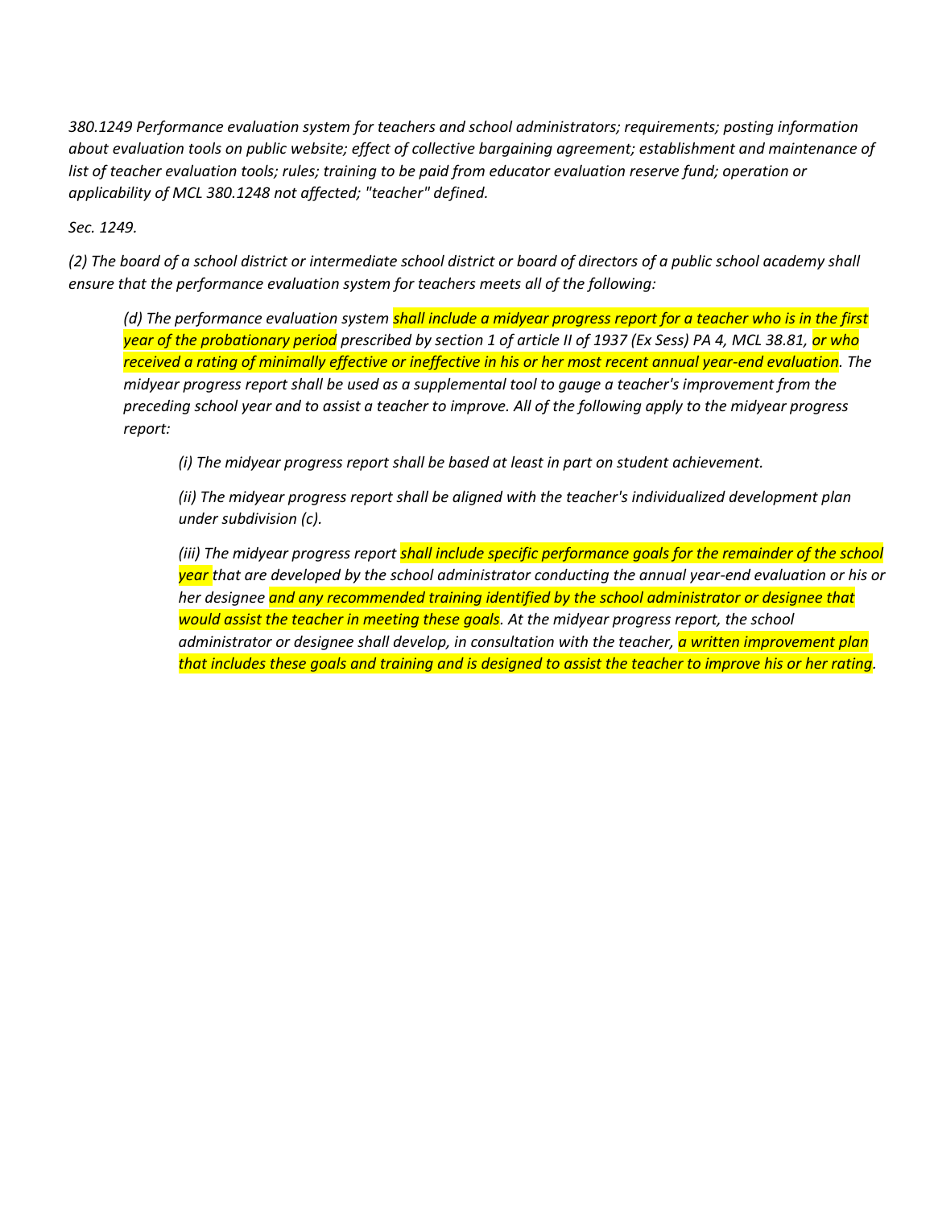*380.1249 Performance evaluation system for teachers and school administrators; requirements; posting information about evaluation tools on public website; effect of collective bargaining agreement; establishment and maintenance of list of teacher evaluation tools; rules; training to be paid from educator evaluation reserve fund; operation or applicability of MCL 380.1248 not affected; "teacher" defined.*

*Sec. 1249.*

*(2) The board of a school district or intermediate school district or board of directors of a public school academy shall ensure that the performance evaluation system for teachers meets all of the following:*

> *(d) The performance evaluation system shall include a midyear progress report for a teacher who is in the first year of the probationary period prescribed by section 1 of article II of 1937 (Ex Sess) PA 4, MCL 38.81, or who received a rating of minimally effective or ineffective in his or her most recent annual year-end evaluation. The midyear progress report shall be used as a supplemental tool to gauge a teacher's improvement from the preceding school year and to assist a teacher to improve. All of the following apply to the midyear progress report:*
>
> > *(i) The midyear progress report shall be based at least in part on student achievement.*
> >
> > *(ii) The midyear progress report shall be aligned with the teacher's individualized development plan under subdivision (c).*
> >
> > *(iii) The midyear progress report shall include specific performance goals for the remainder of the school year that are developed by the school administrator conducting the annual year-end evaluation or his or her designee and any recommended training identified by the school administrator or designee that would assist the teacher in meeting these goals. At the midyear progress report, the school administrator or designee shall develop, in consultation with the teacher, a written improvement plan that includes these goals and training and is designed to assist the teacher to improve his or her rating.*